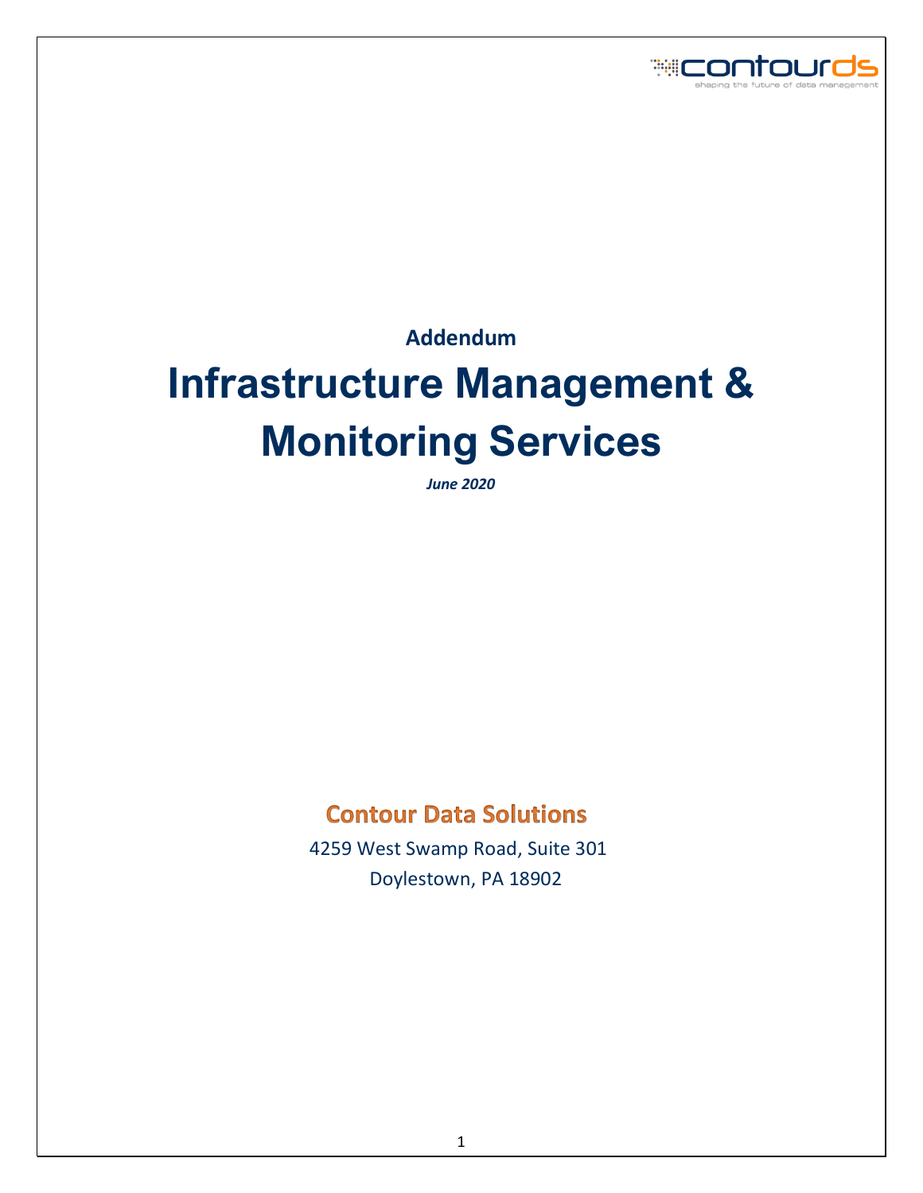contourds

shaping the future of data management

**Addendum**

# Infrastructure Management & Monitoring Services

***June 2020***

## Contour Data Solutions

4259 West Swamp Road, Suite 301

Doylestown, PA 18902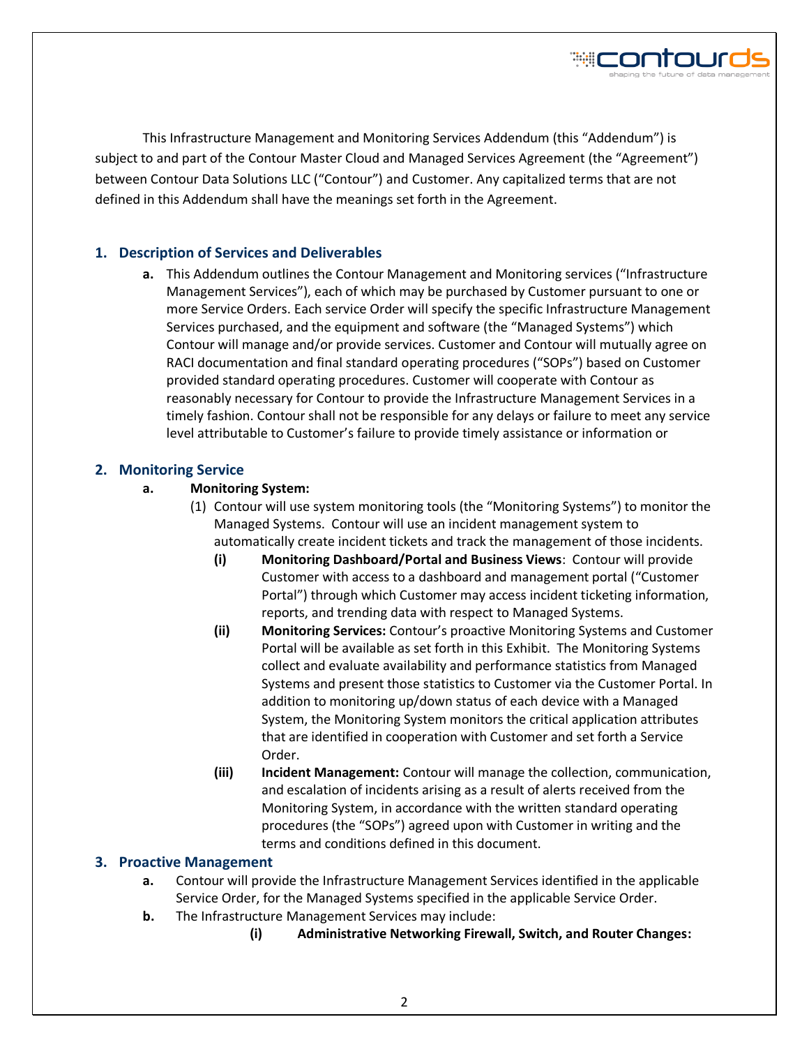This Infrastructure Management and Monitoring Services Addendum (this "Addendum") is subject to and part of the Contour Master Cloud and Managed Services Agreement (the "Agreement") between Contour Data Solutions LLC ("Contour") and Customer. Any capitalized terms that are not defined in this Addendum shall have the meanings set forth in the Agreement.

## 1. Description of Services and Deliverables

**a.** This Addendum outlines the Contour Management and Monitoring services ("Infrastructure Management Services"), each of which may be purchased by Customer pursuant to one or more Service Orders. Each service Order will specify the specific Infrastructure Management Services purchased, and the equipment and software (the "Managed Systems") which Contour will manage and/or provide services. Customer and Contour will mutually agree on RACI documentation and final standard operating procedures ("SOPs") based on Customer provided standard operating procedures. Customer will cooperate with Contour as reasonably necessary for Contour to provide the Infrastructure Management Services in a timely fashion. Contour shall not be responsible for any delays or failure to meet any service level attributable to Customer's failure to provide timely assistance or information or

## 2. Monitoring Service

**a. Monitoring System:**

(1) Contour will use system monitoring tools (the "Monitoring Systems") to monitor the Managed Systems. Contour will use an incident management system to automatically create incident tickets and track the management of those incidents.

**(i) Monitoring Dashboard/Portal and Business Views**: Contour will provide Customer with access to a dashboard and management portal ("Customer Portal") through which Customer may access incident ticketing information, reports, and trending data with respect to Managed Systems.

**(ii) Monitoring Services:** Contour's proactive Monitoring Systems and Customer Portal will be available as set forth in this Exhibit. The Monitoring Systems collect and evaluate availability and performance statistics from Managed Systems and present those statistics to Customer via the Customer Portal. In addition to monitoring up/down status of each device with a Managed System, the Monitoring System monitors the critical application attributes that are identified in cooperation with Customer and set forth a Service Order.

**(iii) Incident Management:** Contour will manage the collection, communication, and escalation of incidents arising as a result of alerts received from the Monitoring System, in accordance with the written standard operating procedures (the "SOPs") agreed upon with Customer in writing and the terms and conditions defined in this document.

## 3. Proactive Management

**a.** Contour will provide the Infrastructure Management Services identified in the applicable Service Order, for the Managed Systems specified in the applicable Service Order.

**b.** The Infrastructure Management Services may include:

**(i) Administrative Networking Firewall, Switch, and Router Changes:**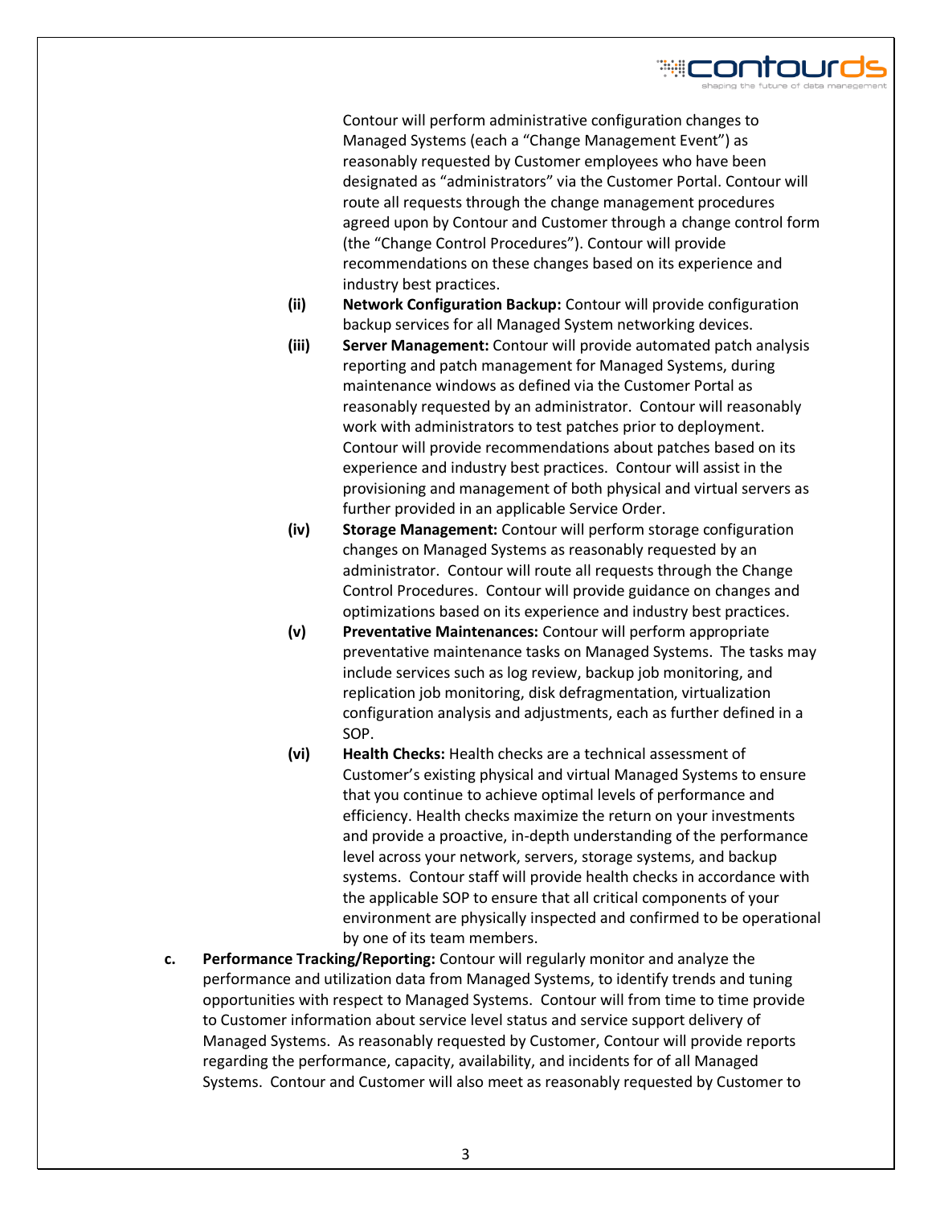Contour will perform administrative configuration changes to Managed Systems (each a "Change Management Event") as reasonably requested by Customer employees who have been designated as "administrators" via the Customer Portal. Contour will route all requests through the change management procedures agreed upon by Contour and Customer through a change control form (the "Change Control Procedures"). Contour will provide recommendations on these changes based on its experience and industry best practices.

**(ii)** **Network Configuration Backup:** Contour will provide configuration backup services for all Managed System networking devices.

**(iii)** **Server Management:** Contour will provide automated patch analysis reporting and patch management for Managed Systems, during maintenance windows as defined via the Customer Portal as reasonably requested by an administrator. Contour will reasonably work with administrators to test patches prior to deployment. Contour will provide recommendations about patches based on its experience and industry best practices. Contour will assist in the provisioning and management of both physical and virtual servers as further provided in an applicable Service Order.

**(iv)** **Storage Management:** Contour will perform storage configuration changes on Managed Systems as reasonably requested by an administrator. Contour will route all requests through the Change Control Procedures. Contour will provide guidance on changes and optimizations based on its experience and industry best practices.

**(v)** **Preventative Maintenances:** Contour will perform appropriate preventative maintenance tasks on Managed Systems. The tasks may include services such as log review, backup job monitoring, and replication job monitoring, disk defragmentation, virtualization configuration analysis and adjustments, each as further defined in a SOP.

**(vi)** **Health Checks:** Health checks are a technical assessment of Customer's existing physical and virtual Managed Systems to ensure that you continue to achieve optimal levels of performance and efficiency. Health checks maximize the return on your investments and provide a proactive, in-depth understanding of the performance level across your network, servers, storage systems, and backup systems. Contour staff will provide health checks in accordance with the applicable SOP to ensure that all critical components of your environment are physically inspected and confirmed to be operational by one of its team members.

**c.** **Performance Tracking/Reporting:** Contour will regularly monitor and analyze the performance and utilization data from Managed Systems, to identify trends and tuning opportunities with respect to Managed Systems. Contour will from time to time provide to Customer information about service level status and service support delivery of Managed Systems. As reasonably requested by Customer, Contour will provide reports regarding the performance, capacity, availability, and incidents for of all Managed Systems. Contour and Customer will also meet as reasonably requested by Customer to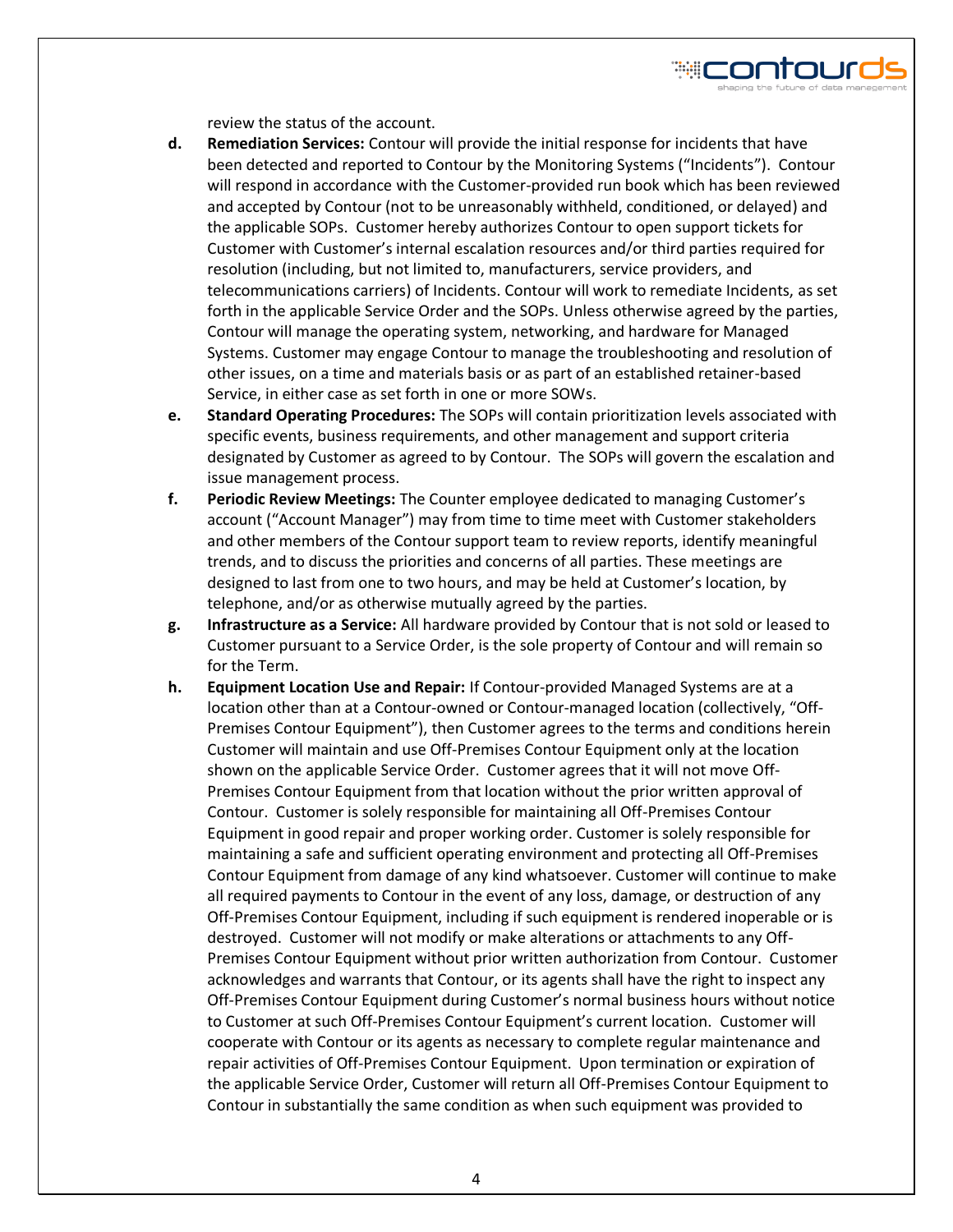review the status of the account.

**d.** **Remediation Services:** Contour will provide the initial response for incidents that have been detected and reported to Contour by the Monitoring Systems ("Incidents"). Contour will respond in accordance with the Customer-provided run book which has been reviewed and accepted by Contour (not to be unreasonably withheld, conditioned, or delayed) and the applicable SOPs. Customer hereby authorizes Contour to open support tickets for Customer with Customer's internal escalation resources and/or third parties required for resolution (including, but not limited to, manufacturers, service providers, and telecommunications carriers) of Incidents. Contour will work to remediate Incidents, as set forth in the applicable Service Order and the SOPs. Unless otherwise agreed by the parties, Contour will manage the operating system, networking, and hardware for Managed Systems. Customer may engage Contour to manage the troubleshooting and resolution of other issues, on a time and materials basis or as part of an established retainer-based Service, in either case as set forth in one or more SOWs.

**e.** **Standard Operating Procedures:** The SOPs will contain prioritization levels associated with specific events, business requirements, and other management and support criteria designated by Customer as agreed to by Contour. The SOPs will govern the escalation and issue management process.

**f.** **Periodic Review Meetings:** The Counter employee dedicated to managing Customer's account ("Account Manager") may from time to time meet with Customer stakeholders and other members of the Contour support team to review reports, identify meaningful trends, and to discuss the priorities and concerns of all parties. These meetings are designed to last from one to two hours, and may be held at Customer's location, by telephone, and/or as otherwise mutually agreed by the parties.

**g.** **Infrastructure as a Service:** All hardware provided by Contour that is not sold or leased to Customer pursuant to a Service Order, is the sole property of Contour and will remain so for the Term.

**h.** **Equipment Location Use and Repair:** If Contour-provided Managed Systems are at a location other than at a Contour-owned or Contour-managed location (collectively, "Off-Premises Contour Equipment"), then Customer agrees to the terms and conditions herein Customer will maintain and use Off-Premises Contour Equipment only at the location shown on the applicable Service Order. Customer agrees that it will not move Off-Premises Contour Equipment from that location without the prior written approval of Contour. Customer is solely responsible for maintaining all Off-Premises Contour Equipment in good repair and proper working order. Customer is solely responsible for maintaining a safe and sufficient operating environment and protecting all Off-Premises Contour Equipment from damage of any kind whatsoever. Customer will continue to make all required payments to Contour in the event of any loss, damage, or destruction of any Off-Premises Contour Equipment, including if such equipment is rendered inoperable or is destroyed. Customer will not modify or make alterations or attachments to any Off-Premises Contour Equipment without prior written authorization from Contour. Customer acknowledges and warrants that Contour, or its agents shall have the right to inspect any Off-Premises Contour Equipment during Customer's normal business hours without notice to Customer at such Off-Premises Contour Equipment's current location. Customer will cooperate with Contour or its agents as necessary to complete regular maintenance and repair activities of Off-Premises Contour Equipment. Upon termination or expiration of the applicable Service Order, Customer will return all Off-Premises Contour Equipment to Contour in substantially the same condition as when such equipment was provided to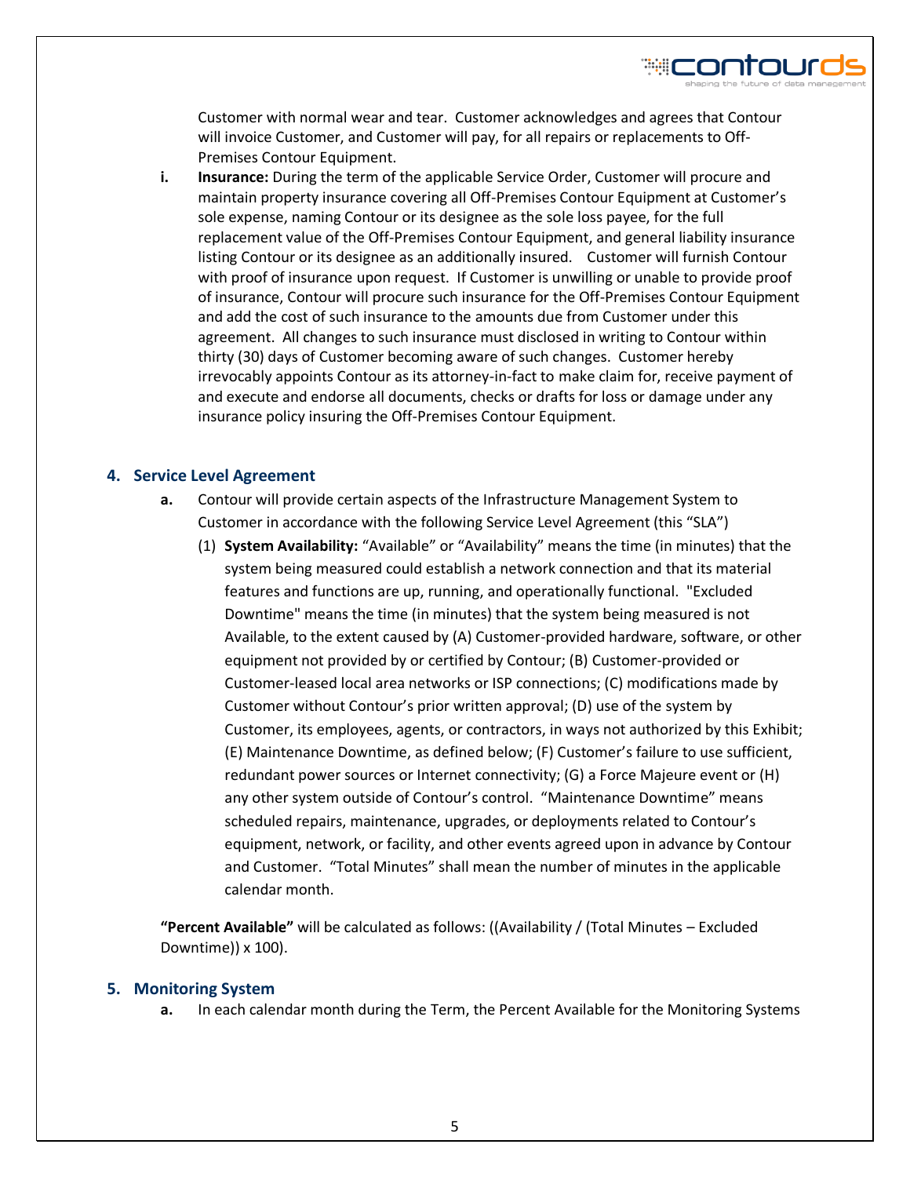Customer with normal wear and tear. Customer acknowledges and agrees that Contour will invoice Customer, and Customer will pay, for all repairs or replacements to Off-Premises Contour Equipment.

**i.** **Insurance:** During the term of the applicable Service Order, Customer will procure and maintain property insurance covering all Off-Premises Contour Equipment at Customer's sole expense, naming Contour or its designee as the sole loss payee, for the full replacement value of the Off-Premises Contour Equipment, and general liability insurance listing Contour or its designee as an additionally insured. Customer will furnish Contour with proof of insurance upon request. If Customer is unwilling or unable to provide proof of insurance, Contour will procure such insurance for the Off-Premises Contour Equipment and add the cost of such insurance to the amounts due from Customer under this agreement. All changes to such insurance must disclosed in writing to Contour within thirty (30) days of Customer becoming aware of such changes. Customer hereby irrevocably appoints Contour as its attorney-in-fact to make claim for, receive payment of and execute and endorse all documents, checks or drafts for loss or damage under any insurance policy insuring the Off-Premises Contour Equipment.

## 4. Service Level Agreement

**a.** Contour will provide certain aspects of the Infrastructure Management System to Customer in accordance with the following Service Level Agreement (this "SLA")

(1) **System Availability:** "Available" or "Availability" means the time (in minutes) that the system being measured could establish a network connection and that its material features and functions are up, running, and operationally functional. "Excluded Downtime" means the time (in minutes) that the system being measured is not Available, to the extent caused by (A) Customer-provided hardware, software, or other equipment not provided by or certified by Contour; (B) Customer-provided or Customer-leased local area networks or ISP connections; (C) modifications made by Customer without Contour's prior written approval; (D) use of the system by Customer, its employees, agents, or contractors, in ways not authorized by this Exhibit; (E) Maintenance Downtime, as defined below; (F) Customer's failure to use sufficient, redundant power sources or Internet connectivity; (G) a Force Majeure event or (H) any other system outside of Contour's control. "Maintenance Downtime" means scheduled repairs, maintenance, upgrades, or deployments related to Contour's equipment, network, or facility, and other events agreed upon in advance by Contour and Customer. "Total Minutes" shall mean the number of minutes in the applicable calendar month.

**"Percent Available"** will be calculated as follows: ((Availability / (Total Minutes – Excluded Downtime)) x 100).

## 5. Monitoring System

**a.** In each calendar month during the Term, the Percent Available for the Monitoring Systems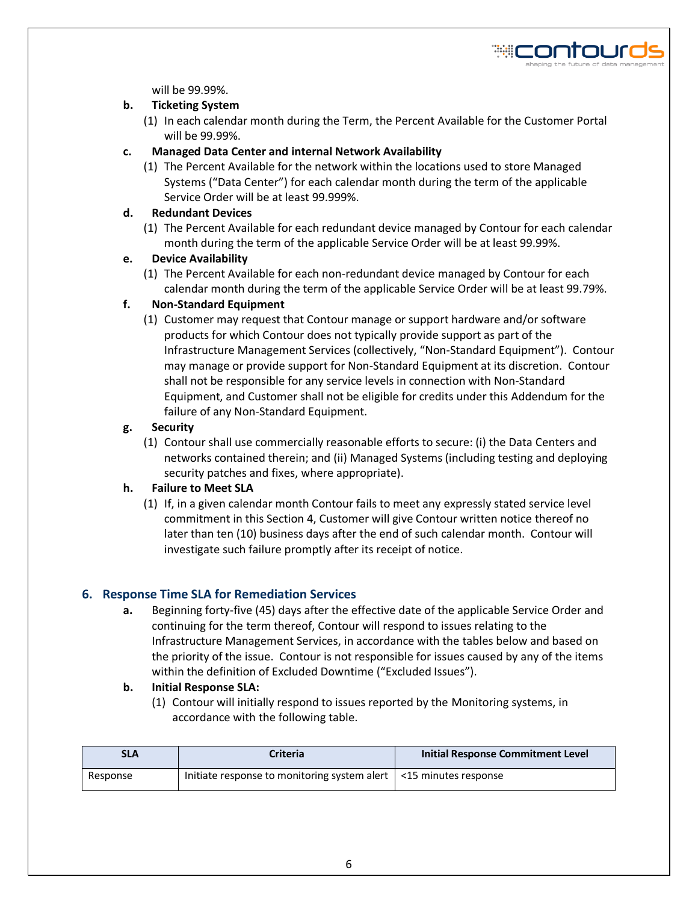will be 99.99%.

**b. Ticketing System**

(1) In each calendar month during the Term, the Percent Available for the Customer Portal will be 99.99%.

**c. Managed Data Center and internal Network Availability**

(1) The Percent Available for the network within the locations used to store Managed Systems ("Data Center") for each calendar month during the term of the applicable Service Order will be at least 99.999%.

**d. Redundant Devices**

(1) The Percent Available for each redundant device managed by Contour for each calendar month during the term of the applicable Service Order will be at least 99.99%.

**e. Device Availability**

(1) The Percent Available for each non-redundant device managed by Contour for each calendar month during the term of the applicable Service Order will be at least 99.79%.

**f. Non-Standard Equipment**

(1) Customer may request that Contour manage or support hardware and/or software products for which Contour does not typically provide support as part of the Infrastructure Management Services (collectively, "Non-Standard Equipment"). Contour may manage or provide support for Non-Standard Equipment at its discretion. Contour shall not be responsible for any service levels in connection with Non-Standard Equipment, and Customer shall not be eligible for credits under this Addendum for the failure of any Non-Standard Equipment.

**g. Security**

(1) Contour shall use commercially reasonable efforts to secure: (i) the Data Centers and networks contained therein; and (ii) Managed Systems (including testing and deploying security patches and fixes, where appropriate).

**h. Failure to Meet SLA**

(1) If, in a given calendar month Contour fails to meet any expressly stated service level commitment in this Section 4, Customer will give Contour written notice thereof no later than ten (10) business days after the end of such calendar month. Contour will investigate such failure promptly after its receipt of notice.

## 6. Response Time SLA for Remediation Services

**a.** Beginning forty-five (45) days after the effective date of the applicable Service Order and continuing for the term thereof, Contour will respond to issues relating to the Infrastructure Management Services, in accordance with the tables below and based on the priority of the issue. Contour is not responsible for issues caused by any of the items within the definition of Excluded Downtime ("Excluded Issues").

**b. Initial Response SLA:**

(1) Contour will initially respond to issues reported by the Monitoring systems, in accordance with the following table.

| SLA | Criteria | Initial Response Commitment Level |
|---|---|---|
| Response | Initiate response to monitoring system alert | <15 minutes response |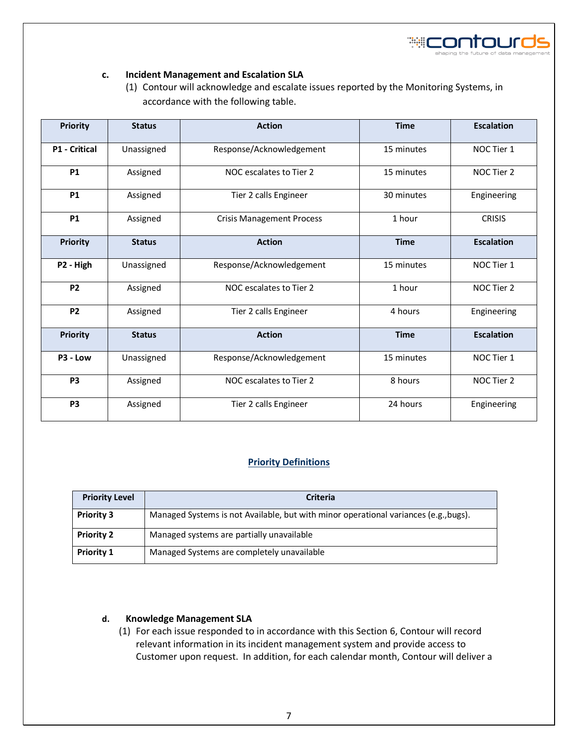### c. Incident Management and Escalation SLA

(1) Contour will acknowledge and escalate issues reported by the Monitoring Systems, in accordance with the following table.

| Priority | Status | Action | Time | Escalation |
|---|---|---|---|---|
| **P1 - Critical** | Unassigned | Response/Acknowledgement | 15 minutes | NOC Tier 1 |
| **P1** | Assigned | NOC escalates to Tier 2 | 15 minutes | NOC Tier 2 |
| **P1** | Assigned | Tier 2 calls Engineer | 30 minutes | Engineering |
| **P1** | Assigned | Crisis Management Process | 1 hour | CRISIS |
| **Priority** | **Status** | **Action** | **Time** | **Escalation** |
| **P2 - High** | Unassigned | Response/Acknowledgement | 15 minutes | NOC Tier 1 |
| **P2** | Assigned | NOC escalates to Tier 2 | 1 hour | NOC Tier 2 |
| **P2** | Assigned | Tier 2 calls Engineer | 4 hours | Engineering |
| **Priority** | **Status** | **Action** | **Time** | **Escalation** |
| **P3 - Low** | Unassigned | Response/Acknowledgement | 15 minutes | NOC Tier 1 |
| **P3** | Assigned | NOC escalates to Tier 2 | 8 hours | NOC Tier 2 |
| **P3** | Assigned | Tier 2 calls Engineer | 24 hours | Engineering |

**Priority Definitions**

| Priority Level | Criteria |
|---|---|
| **Priority 3** | Managed Systems is not Available, but with minor operational variances (e.g.,bugs). |
| **Priority 2** | Managed systems are partially unavailable |
| **Priority 1** | Managed Systems are completely unavailable |

### d. Knowledge Management SLA

(1) For each issue responded to in accordance with this Section 6, Contour will record relevant information in its incident management system and provide access to Customer upon request. In addition, for each calendar month, Contour will deliver a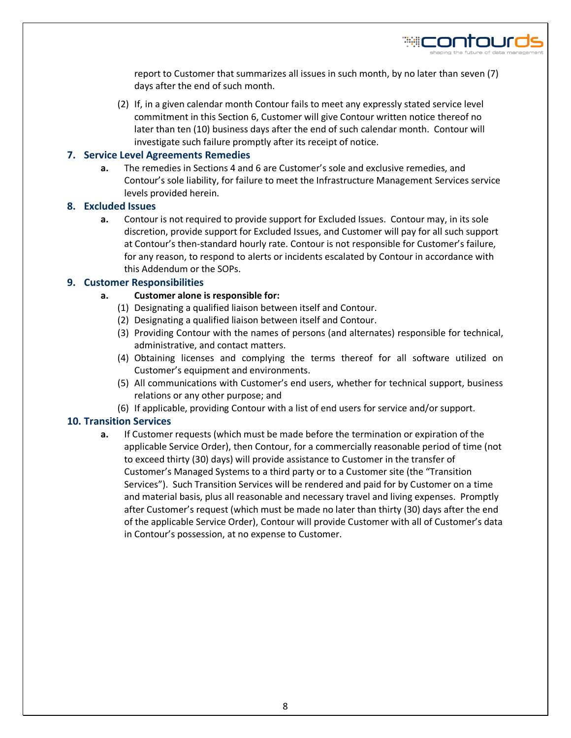report to Customer that summarizes all issues in such month, by no later than seven (7) days after the end of such month.

(2) If, in a given calendar month Contour fails to meet any expressly stated service level commitment in this Section 6, Customer will give Contour written notice thereof no later than ten (10) business days after the end of such calendar month. Contour will investigate such failure promptly after its receipt of notice.

## 7. Service Level Agreements Remedies

**a.** The remedies in Sections 4 and 6 are Customer's sole and exclusive remedies, and Contour's sole liability, for failure to meet the Infrastructure Management Services service levels provided herein.

## 8. Excluded Issues

**a.** Contour is not required to provide support for Excluded Issues. Contour may, in its sole discretion, provide support for Excluded Issues, and Customer will pay for all such support at Contour's then-standard hourly rate. Contour is not responsible for Customer's failure, for any reason, to respond to alerts or incidents escalated by Contour in accordance with this Addendum or the SOPs.

## 9. Customer Responsibilities

**a. Customer alone is responsible for:**

(1) Designating a qualified liaison between itself and Contour.

(2) Designating a qualified liaison between itself and Contour.

(3) Providing Contour with the names of persons (and alternates) responsible for technical, administrative, and contact matters.

(4) Obtaining licenses and complying the terms thereof for all software utilized on Customer's equipment and environments.

(5) All communications with Customer's end users, whether for technical support, business relations or any other purpose; and

(6) If applicable, providing Contour with a list of end users for service and/or support.

## 10. Transition Services

**a.** If Customer requests (which must be made before the termination or expiration of the applicable Service Order), then Contour, for a commercially reasonable period of time (not to exceed thirty (30) days) will provide assistance to Customer in the transfer of Customer's Managed Systems to a third party or to a Customer site (the "Transition Services"). Such Transition Services will be rendered and paid for by Customer on a time and material basis, plus all reasonable and necessary travel and living expenses. Promptly after Customer's request (which must be made no later than thirty (30) days after the end of the applicable Service Order), Contour will provide Customer with all of Customer's data in Contour's possession, at no expense to Customer.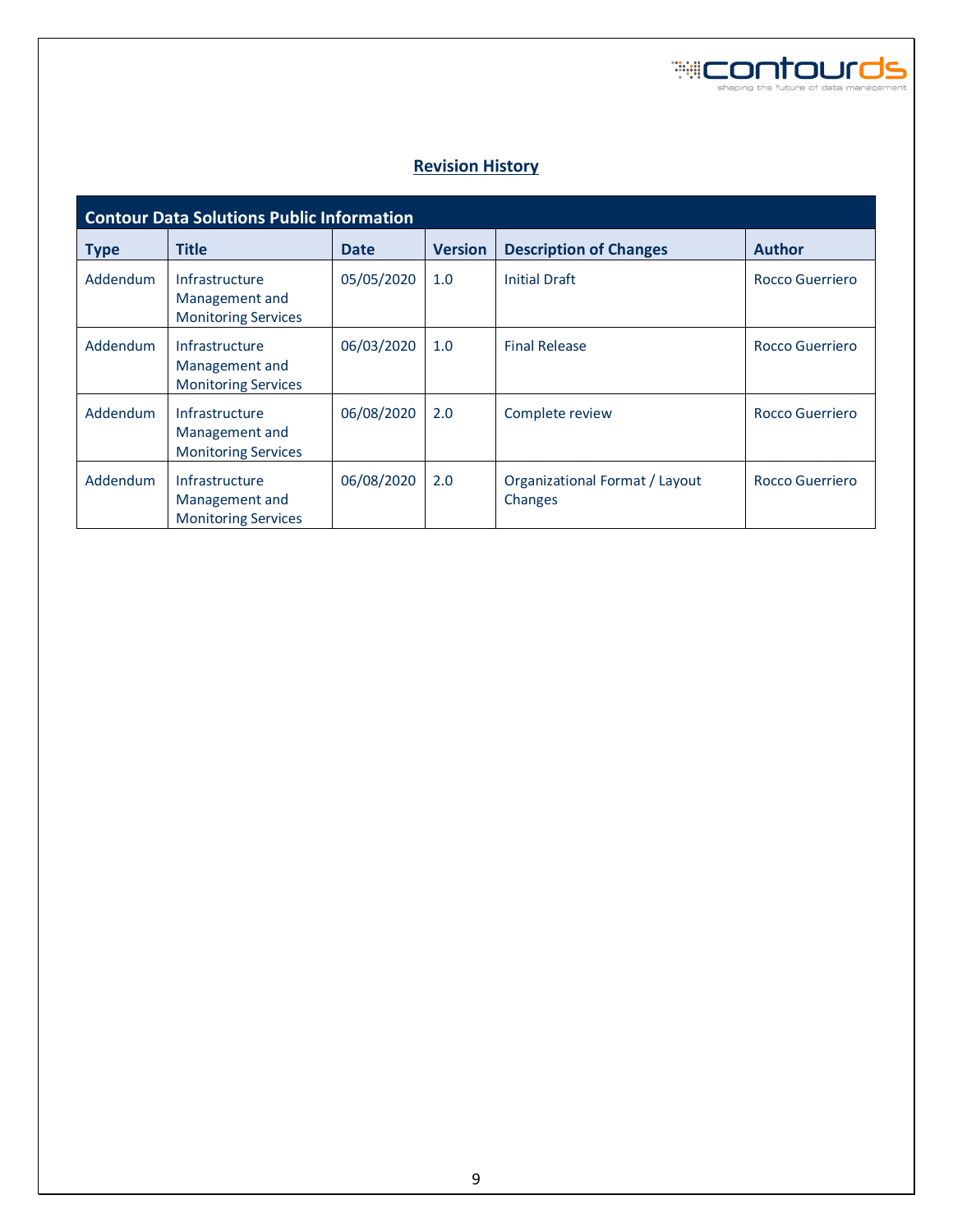## Revision History

| Contour Data Solutions Public Information | | | | | |
|---|---|---|---|---|---|
| **Type** | **Title** | **Date** | **Version** | **Description of Changes** | **Author** |
| Addendum | Infrastructure Management and Monitoring Services | 05/05/2020 | 1.0 | Initial Draft | Rocco Guerriero |
| Addendum | Infrastructure Management and Monitoring Services | 06/03/2020 | 1.0 | Final Release | Rocco Guerriero |
| Addendum | Infrastructure Management and Monitoring Services | 06/08/2020 | 2.0 | Complete review | Rocco Guerriero |
| Addendum | Infrastructure Management and Monitoring Services | 06/08/2020 | 2.0 | Organizational Format / Layout Changes | Rocco Guerriero |